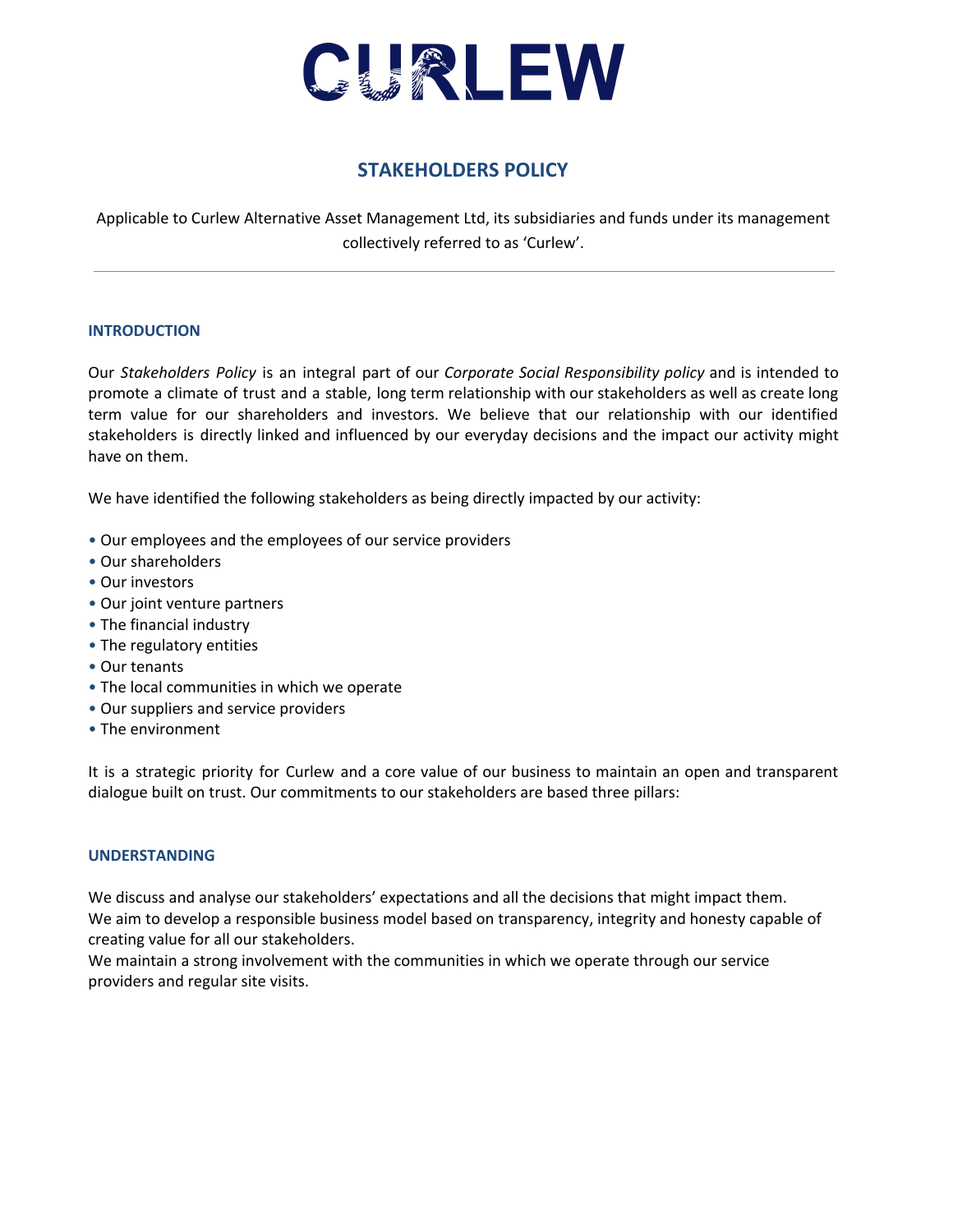# CURLEW

## STAKEHOLDERS POLICY

Applicable to Curlew Alternative Asset Management Ltd, its subsidiaries and funds under its management collectively referred to as 'Curlew'.

---

### INTRODUCTION

Our *Stakeholders Policy* is an integral part of our *Corporate Social Responsibility policy* and is intended to promote a climate of trust and a stable, long term relationship with our stakeholders as well as create long term value for our shareholders and investors. We believe that our relationship with our identified stakeholders is directly linked and influenced by our everyday decisions and the impact our activity might have on them.

We have identified the following stakeholders as being directly impacted by our activity:

- Our employees and the employees of our service providers
- Our shareholders
- Our investors
- Our joint venture partners
- The financial industry
- The regulatory entities
- Our tenants
- The local communities in which we operate
- Our suppliers and service providers
- The environment

It is a strategic priority for Curlew and a core value of our business to maintain an open and transparent dialogue built on trust. Our commitments to our stakeholders are based three pillars:

### UNDERSTANDING

We discuss and analyse our stakeholders' expectations and all the decisions that might impact them.
We aim to develop a responsible business model based on transparency, integrity and honesty capable of creating value for all our stakeholders.
We maintain a strong involvement with the communities in which we operate through our service providers and regular site visits.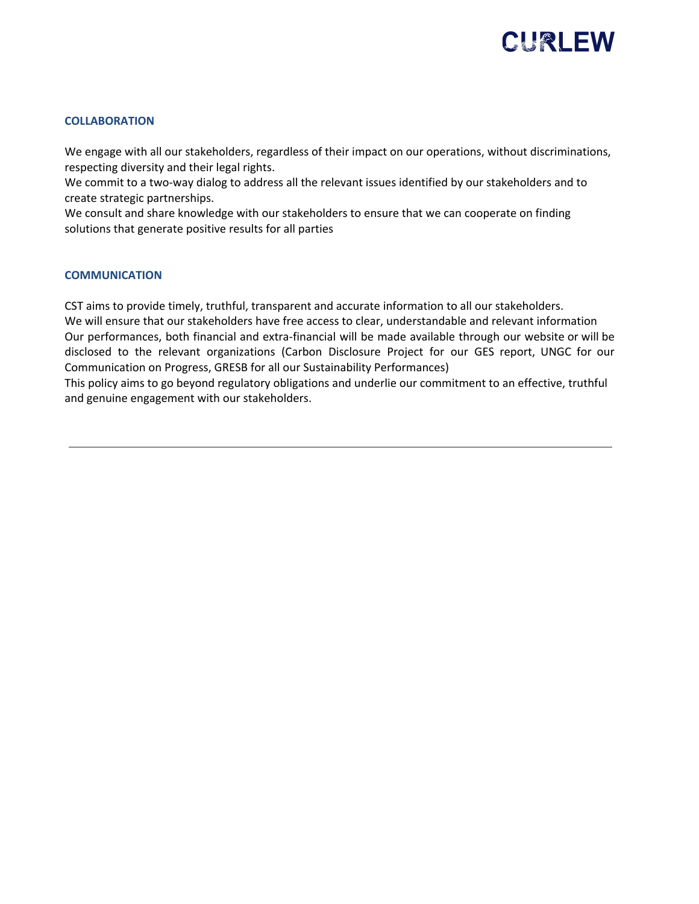## COLLABORATION

We engage with all our stakeholders, regardless of their impact on our operations, without discriminations, respecting diversity and their legal rights.
We commit to a two-way dialog to address all the relevant issues identified by our stakeholders and to create strategic partnerships.
We consult and share knowledge with our stakeholders to ensure that we can cooperate on finding solutions that generate positive results for all parties

## COMMUNICATION

CST aims to provide timely, truthful, transparent and accurate information to all our stakeholders.
We will ensure that our stakeholders have free access to clear, understandable and relevant information
Our performances, both financial and extra-financial will be made available through our website or will be disclosed to the relevant organizations (Carbon Disclosure Project for our GES report, UNGC for our Communication on Progress, GRESB for all our Sustainability Performances)
This policy aims to go beyond regulatory obligations and underlie our commitment to an effective, truthful and genuine engagement with our stakeholders.

---